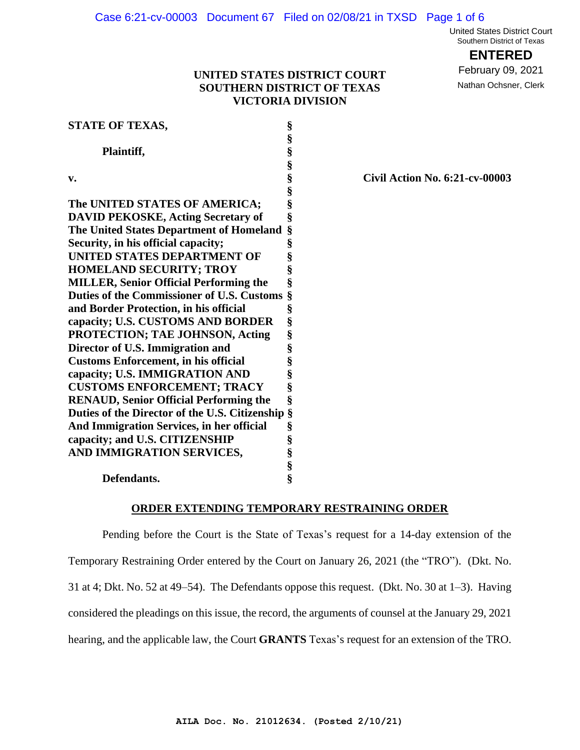United States District Court
Southern District of Texas

**ENTERED**

February 09, 2021

Nathan Ochsner, Clerk

**UNITED STATES DISTRICT COURT**
**SOUTHERN DISTRICT OF TEXAS**
**VICTORIA DIVISION**

| | | |
|---|---|---|
| **STATE OF TEXAS,** | § | |
| | § | |
| **Plaintiff,** | § | |
| | § | |
| **v.** | § | **Civil Action No. 6:21-cv-00003** |
| | § | |
| **The UNITED STATES OF AMERICA; DAVID PEKOSKE, Acting Secretary of The United States Department of Homeland Security, in his official capacity; UNITED STATES DEPARTMENT OF HOMELAND SECURITY; TROY MILLER, Senior Official Performing the Duties of the Commissioner of U.S. Customs and Border Protection, in his official capacity; U.S. CUSTOMS AND BORDER PROTECTION; TAE JOHNSON, Acting Director of U.S. Immigration and Customs Enforcement, in his official capacity; U.S. IMMIGRATION AND CUSTOMS ENFORCEMENT; TRACY RENAUD, Senior Official Performing the Duties of the Director of the U.S. Citizenship And Immigration Services, in her official capacity; and U.S. CITIZENSHIP AND IMMIGRATION SERVICES,** | § | |
| | § | |
| **Defendants.** | § | |

## ORDER EXTENDING TEMPORARY RESTRAINING ORDER

Pending before the Court is the State of Texas's request for a 14-day extension of the Temporary Restraining Order entered by the Court on January 26, 2021 (the "TRO"). (Dkt. No. 31 at 4; Dkt. No. 52 at 49–54). The Defendants oppose this request. (Dkt. No. 30 at 1–3). Having considered the pleadings on this issue, the record, the arguments of counsel at the January 29, 2021 hearing, and the applicable law, the Court **GRANTS** Texas's request for an extension of the TRO.

AILA Doc. No. 21012634. (Posted 2/10/21)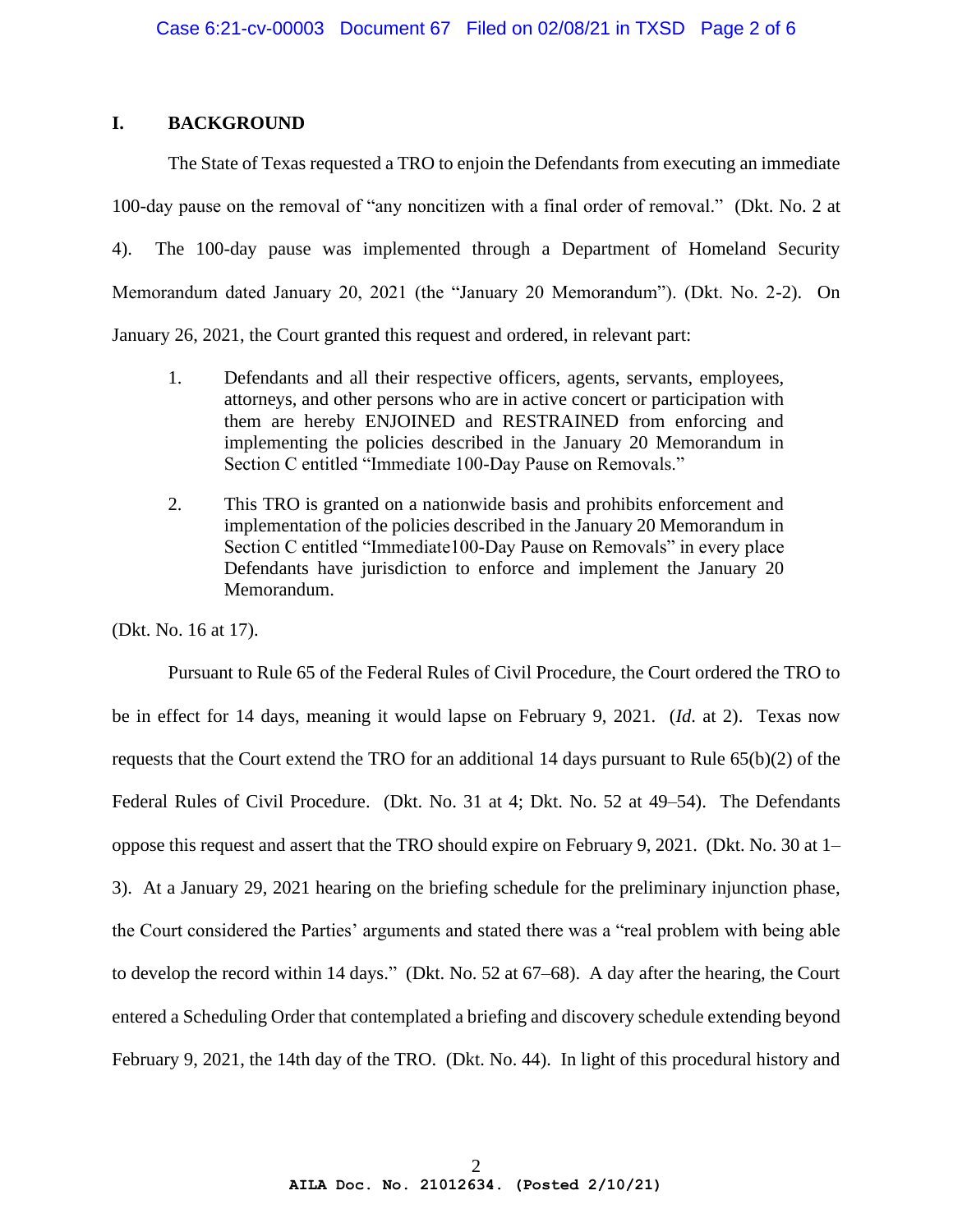## I. BACKGROUND

The State of Texas requested a TRO to enjoin the Defendants from executing an immediate 100-day pause on the removal of "any noncitizen with a final order of removal." (Dkt. No. 2 at 4). The 100-day pause was implemented through a Department of Homeland Security Memorandum dated January 20, 2021 (the "January 20 Memorandum"). (Dkt. No. 2-2). On January 26, 2021, the Court granted this request and ordered, in relevant part:

> 1. Defendants and all their respective officers, agents, servants, employees, attorneys, and other persons who are in active concert or participation with them are hereby ENJOINED and RESTRAINED from enforcing and implementing the policies described in the January 20 Memorandum in Section C entitled "Immediate 100-Day Pause on Removals."
>
> 2. This TRO is granted on a nationwide basis and prohibits enforcement and implementation of the policies described in the January 20 Memorandum in Section C entitled "Immediate100-Day Pause on Removals" in every place Defendants have jurisdiction to enforce and implement the January 20 Memorandum.

(Dkt. No. 16 at 17).

Pursuant to Rule 65 of the Federal Rules of Civil Procedure, the Court ordered the TRO to be in effect for 14 days, meaning it would lapse on February 9, 2021. (*Id.* at 2). Texas now requests that the Court extend the TRO for an additional 14 days pursuant to Rule 65(b)(2) of the Federal Rules of Civil Procedure. (Dkt. No. 31 at 4; Dkt. No. 52 at 49–54). The Defendants oppose this request and assert that the TRO should expire on February 9, 2021. (Dkt. No. 30 at 1–3). At a January 29, 2021 hearing on the briefing schedule for the preliminary injunction phase, the Court considered the Parties' arguments and stated there was a "real problem with being able to develop the record within 14 days." (Dkt. No. 52 at 67–68). A day after the hearing, the Court entered a Scheduling Order that contemplated a briefing and discovery schedule extending beyond February 9, 2021, the 14th day of the TRO. (Dkt. No. 44). In light of this procedural history and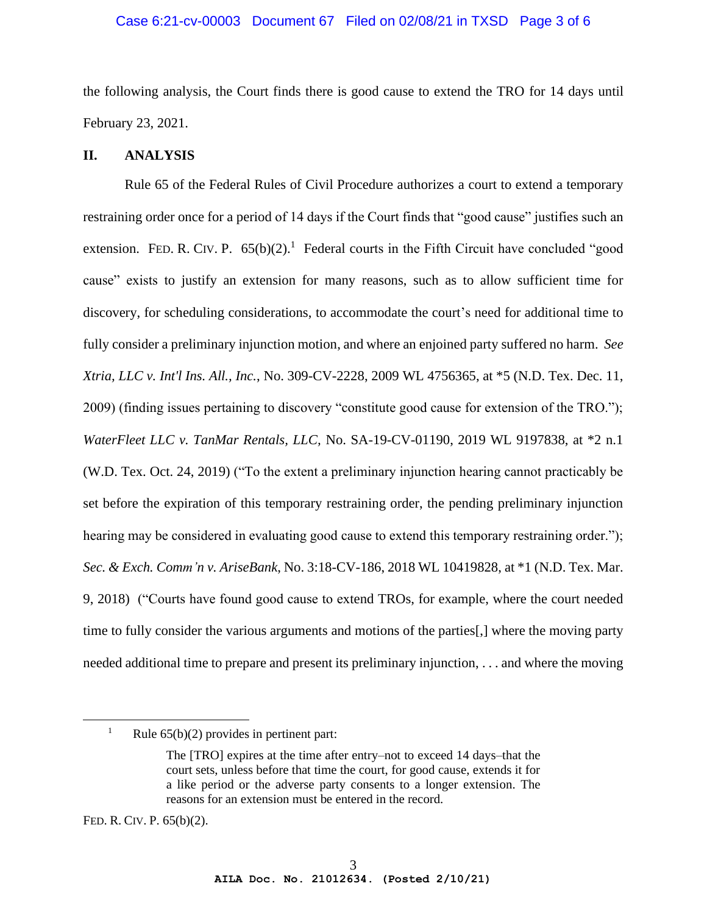the following analysis, the Court finds there is good cause to extend the TRO for 14 days until February 23, 2021.

## II. ANALYSIS

Rule 65 of the Federal Rules of Civil Procedure authorizes a court to extend a temporary restraining order once for a period of 14 days if the Court finds that "good cause" justifies such an extension. FED. R. CIV. P. 65(b)(2).[1] Federal courts in the Fifth Circuit have concluded "good cause" exists to justify an extension for many reasons, such as to allow sufficient time for discovery, for scheduling considerations, to accommodate the court's need for additional time to fully consider a preliminary injunction motion, and where an enjoined party suffered no harm. *See Xtria, LLC v. Int'l Ins. All., Inc.*, No. 309-CV-2228, 2009 WL 4756365, at *5 (N.D. Tex. Dec. 11, 2009) (finding issues pertaining to discovery "constitute good cause for extension of the TRO."); *WaterFleet LLC v. TanMar Rentals, LLC,* No. SA-19-CV-01190, 2019 WL 9197838, at *2 n.1 (W.D. Tex. Oct. 24, 2019) ("To the extent a preliminary injunction hearing cannot practicably be set before the expiration of this temporary restraining order, the pending preliminary injunction hearing may be considered in evaluating good cause to extend this temporary restraining order."); *Sec. & Exch. Comm'n v. AriseBank*, No. 3:18-CV-186, 2018 WL 10419828, at *1 (N.D. Tex. Mar. 9, 2018) ("Courts have found good cause to extend TROs, for example, where the court needed time to fully consider the various arguments and motions of the parties[,] where the moving party needed additional time to prepare and present its preliminary injunction, . . . and where the moving

---

[1] Rule 65(b)(2) provides in pertinent part:

> The [TRO] expires at the time after entry–not to exceed 14 days–that the court sets, unless before that time the court, for good cause, extends it for a like period or the adverse party consents to a longer extension. The reasons for an extension must be entered in the record.

FED. R. CIV. P. 65(b)(2).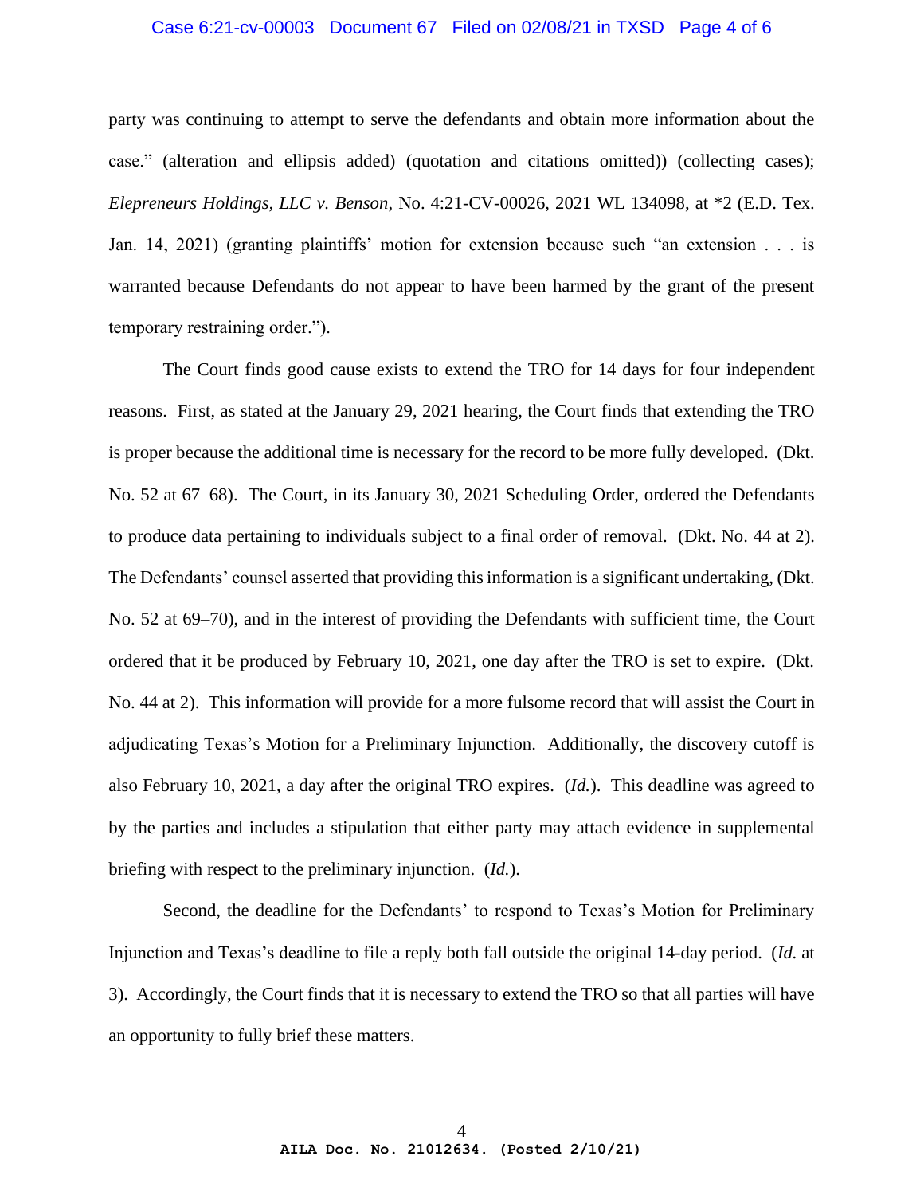party was continuing to attempt to serve the defendants and obtain more information about the case." (alteration and ellipsis added) (quotation and citations omitted)) (collecting cases); *Elepreneurs Holdings, LLC v. Benson*, No. 4:21-CV-00026, 2021 WL 134098, at *2 (E.D. Tex. Jan. 14, 2021) (granting plaintiffs' motion for extension because such "an extension . . . is warranted because Defendants do not appear to have been harmed by the grant of the present temporary restraining order.").

The Court finds good cause exists to extend the TRO for 14 days for four independent reasons. First, as stated at the January 29, 2021 hearing, the Court finds that extending the TRO is proper because the additional time is necessary for the record to be more fully developed. (Dkt. No. 52 at 67–68). The Court, in its January 30, 2021 Scheduling Order, ordered the Defendants to produce data pertaining to individuals subject to a final order of removal. (Dkt. No. 44 at 2). The Defendants' counsel asserted that providing this information is a significant undertaking, (Dkt. No. 52 at 69–70), and in the interest of providing the Defendants with sufficient time, the Court ordered that it be produced by February 10, 2021, one day after the TRO is set to expire. (Dkt. No. 44 at 2). This information will provide for a more fulsome record that will assist the Court in adjudicating Texas's Motion for a Preliminary Injunction. Additionally, the discovery cutoff is also February 10, 2021, a day after the original TRO expires. (*Id.*). This deadline was agreed to by the parties and includes a stipulation that either party may attach evidence in supplemental briefing with respect to the preliminary injunction. (*Id.*).

Second, the deadline for the Defendants' to respond to Texas's Motion for Preliminary Injunction and Texas's deadline to file a reply both fall outside the original 14-day period. (*Id.* at 3). Accordingly, the Court finds that it is necessary to extend the TRO so that all parties will have an opportunity to fully brief these matters.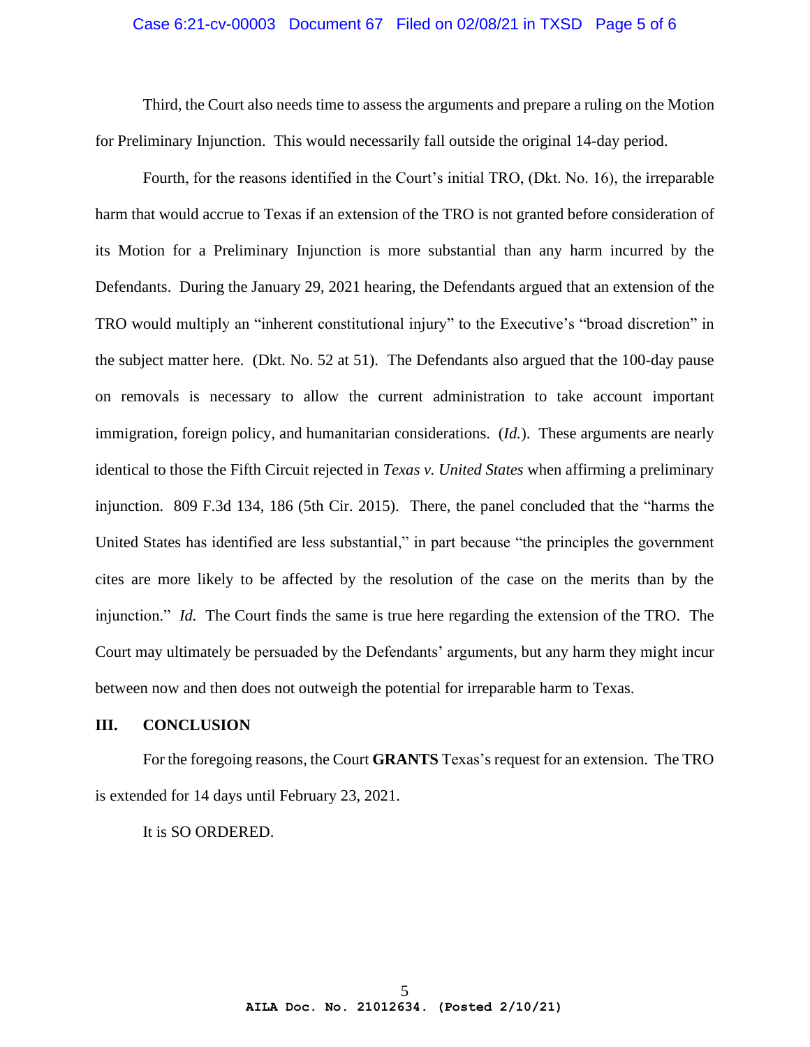Third, the Court also needs time to assess the arguments and prepare a ruling on the Motion for Preliminary Injunction. This would necessarily fall outside the original 14-day period.

Fourth, for the reasons identified in the Court's initial TRO, (Dkt. No. 16), the irreparable harm that would accrue to Texas if an extension of the TRO is not granted before consideration of its Motion for a Preliminary Injunction is more substantial than any harm incurred by the Defendants. During the January 29, 2021 hearing, the Defendants argued that an extension of the TRO would multiply an "inherent constitutional injury" to the Executive's "broad discretion" in the subject matter here. (Dkt. No. 52 at 51). The Defendants also argued that the 100-day pause on removals is necessary to allow the current administration to take account important immigration, foreign policy, and humanitarian considerations. (*Id.*). These arguments are nearly identical to those the Fifth Circuit rejected in *Texas v. United States* when affirming a preliminary injunction. 809 F.3d 134, 186 (5th Cir. 2015). There, the panel concluded that the "harms the United States has identified are less substantial," in part because "the principles the government cites are more likely to be affected by the resolution of the case on the merits than by the injunction." *Id.* The Court finds the same is true here regarding the extension of the TRO. The Court may ultimately be persuaded by the Defendants' arguments, but any harm they might incur between now and then does not outweigh the potential for irreparable harm to Texas.

## III. CONCLUSION

For the foregoing reasons, the Court **GRANTS** Texas's request for an extension. The TRO is extended for 14 days until February 23, 2021.

It is SO ORDERED.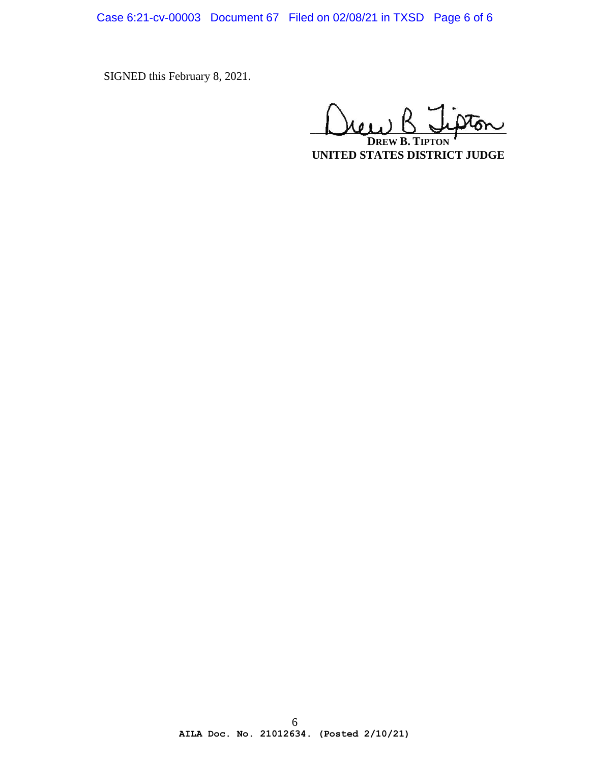SIGNED this February 8, 2021.

**DREW B. TIPTON**
**UNITED STATES DISTRICT JUDGE**

**AILA Doc. No. 21012634. (Posted 2/10/21)**